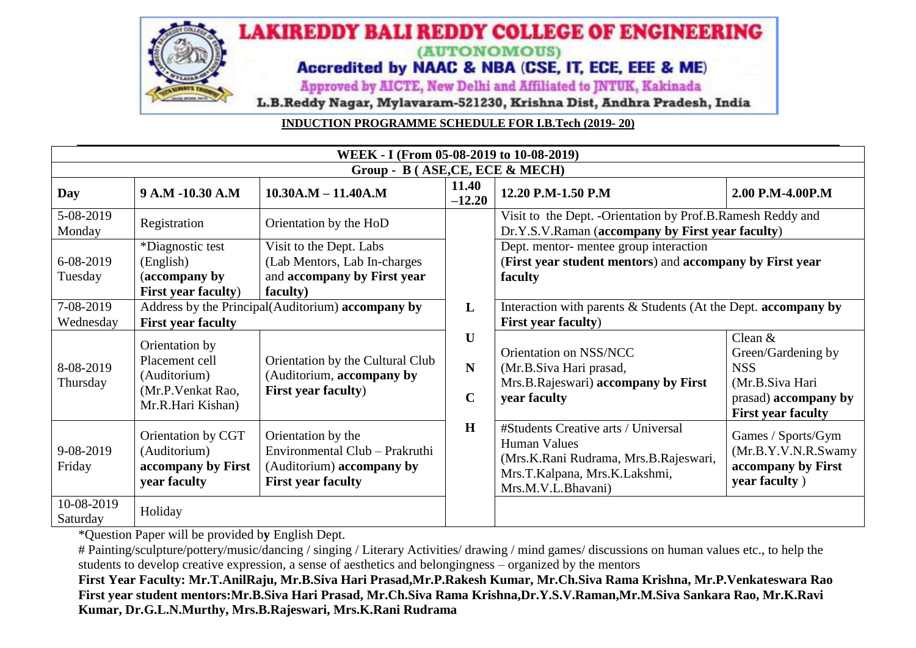# LAKIREDDY BALI REDDY COLLEGE OF ENGINEERING

(AUTONOMOUS)

Accredited by NAAC & NBA (CSE, IT, ECE, EEE & ME)

Approved by AICTE, New Delhi and Affiliated to JNTUK, Kakinada

L.B.Reddy Nagar, Mylavaram-521230, Krishna Dist, Andhra Pradesh, India

**INDUCTION PROGRAMME SCHEDULE FOR I.B.Tech (2019- 20)**

| WEEK - I (From 05-08-2019 to 10-08-2019) | | | | | |
|---|---|---|---|---|---|
| Group - B ( ASE,CE, ECE & MECH) | | | | | |
| **Day** | **9 A.M -10.30 A.M** | **10.30A.M – 11.40A.M** | **11.40 –12.20** | **12.20 P.M-1.50 P.M** | **2.00 P.M-4.00P.M** |
| 5-08-2019 Monday | Registration | Orientation by the HoD | | Visit to the Dept. -Orientation by Prof.B.Ramesh Reddy and Dr.Y.S.V.Raman (**accompany by First year faculty**) | |
| 6-08-2019 Tuesday | *Diagnostic test (English) (**accompany by First year faculty**) | Visit to the Dept. Labs (Lab Mentors, Lab In-charges and **accompany by First year faculty**) | | Dept. mentor- mentee group interaction (**First year student mentors**) and **accompany by First year faculty** | |
| 7-08-2019 Wednesday | Address by the Principal(Auditorium) **accompany by First year faculty** | | L | Interaction with parents & Students (At the Dept. **accompany by First year faculty**) | |
| 8-08-2019 Thursday | Orientation by Placement cell (Auditorium) (Mr.P.Venkat Rao, Mr.R.Hari Kishan) | Orientation by the Cultural Club (Auditorium, **accompany by First year faculty**) | U N C | Orientation on NSS/NCC (Mr.B.Siva Hari prasad, Mrs.B.Rajeswari) **accompany by First year faculty** | Clean & Green/Gardening by NSS (Mr.B.Siva Hari prasad) **accompany by First year faculty** |
| 9-08-2019 Friday | Orientation by CGT (Auditorium) **accompany by First year faculty** | Orientation by the Environmental Club – Prakruthi (Auditorium) **accompany by First year faculty** | H | #Students Creative arts / Universal Human Values (Mrs.K.Rani Rudrama, Mrs.B.Rajeswari, Mrs.T.Kalpana, Mrs.K.Lakshmi, Mrs.M.V.L.Bhavani) | Games / Sports/Gym (Mr.B.Y.V.N.R.Swamy **accompany by First year faculty** ) |
| 10-08-2019 Saturday | Holiday | | | | |

*Question Paper will be provided by English Dept.

# Painting/sculpture/pottery/music/dancing / singing / Literary Activities/ drawing / mind games/ discussions on human values etc., to help the students to develop creative expression, a sense of aesthetics and belongingness – organized by the mentors

**First Year Faculty: Mr.T.AnilRaju, Mr.B.Siva Hari Prasad,Mr.P.Rakesh Kumar, Mr.Ch.Siva Rama Krishna, Mr.P.Venkateswara Rao**

**First year student mentors:Mr.B.Siva Hari Prasad, Mr.Ch.Siva Rama Krishna,Dr.Y.S.V.Raman,Mr.M.Siva Sankara Rao, Mr.K.Ravi Kumar, Dr.G.L.N.Murthy, Mrs.B.Rajeswari, Mrs.K.Rani Rudrama**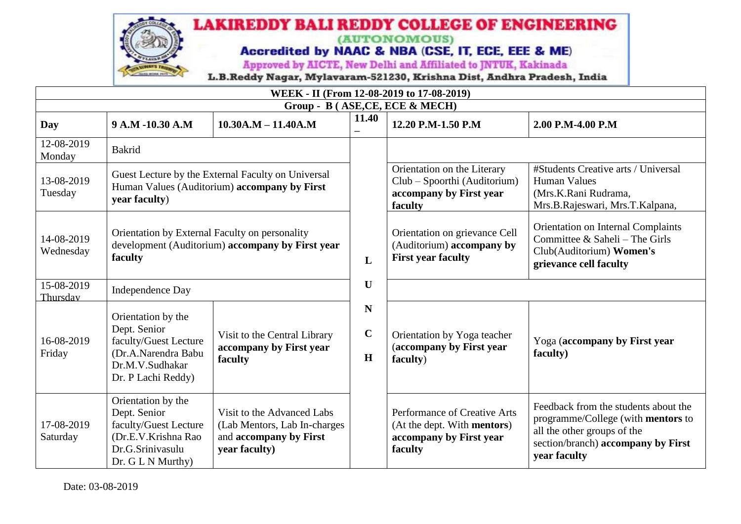# LAKIREDDY BALI REDDY COLLEGE OF ENGINEERING

(AUTONOMOUS)

Accredited by NAAC & NBA (CSE, IT, ECE, EEE & ME)

Approved by AICTE, New Delhi and Affiliated to JNTUK, Kakinada

L.B.Reddy Nagar, Mylavaram-521230, Krishna Dist, Andhra Pradesh, India

**WEEK - II (From 12-08-2019 to 17-08-2019)**

**Group - B ( ASE,CE, ECE & MECH)**

| **Day** | **9 A.M -10.30 A.M** | **10.30A.M – 11.40A.M** | **11.40 –** | **12.20 P.M-1.50 P.M** | **2.00 P.M-4.00 P.M** |
|---|---|---|---|---|---|
| 12-08-2019 Monday | Bakrid | | | | |
| 13-08-2019 Tuesday | Guest Lecture by the External Faculty on Universal Human Values (Auditorium) **accompany by First year faculty**) | | | Orientation on the Literary Club – Spoorthi (Auditorium) **accompany by First year faculty** | #Students Creative arts / Universal Human Values (Mrs.K.Rani Rudrama, Mrs.B.Rajeswari, Mrs.T.Kalpana, |
| 14-08-2019 Wednesday | Orientation by External Faculty on personality development (Auditorium) **accompany by First year faculty** | | **L** | Orientation on grievance Cell (Auditorium) **accompany by First year faculty** | Orientation on Internal Complaints Committee & Saheli – The Girls Club(Auditorium) **Women's grievance cell faculty** |
| 15-08-2019 Thursday | Independence Day | | **U** | | |
| 16-08-2019 Friday | Orientation by the Dept. Senior faculty/Guest Lecture (Dr.A.Narendra Babu Dr.M.V.Sudhakar Dr. P Lachi Reddy) | Visit to the Central Library **accompany by First year faculty** | **N C H** | Orientation by Yoga teacher (**accompany by First year faculty**) | Yoga (**accompany by First year faculty)** |
| 17-08-2019 Saturday | Orientation by the Dept. Senior faculty/Guest Lecture (Dr.E.V.Krishna Rao Dr.G.Srinivasulu Dr. G L N Murthy) | Visit to the Advanced Labs (Lab Mentors, Lab In-charges and **accompany by First year faculty)** | | Performance of Creative Arts (At the dept. With **mentors**) **accompany by First year faculty** | Feedback from the students about the programme/College (with **mentors** to all the other groups of the section/branch) **accompany by First year faculty** |

Date: 03-08-2019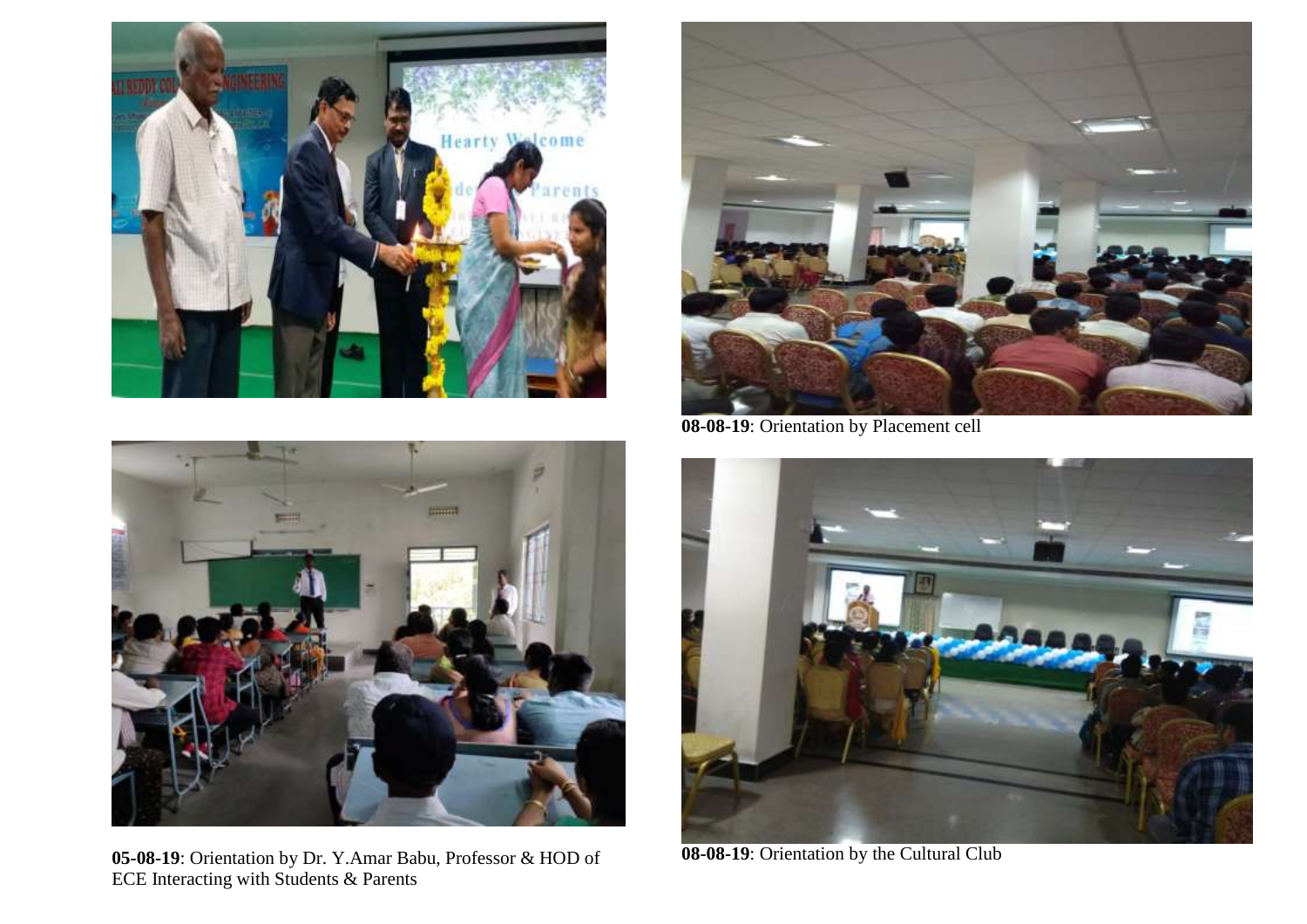**08-08-19**: Orientation by Placement cell

**05-08-19**: Orientation by Dr. Y.Amar Babu, Professor & HOD of ECE Interacting with Students & Parents

**08-08-19**: Orientation by the Cultural Club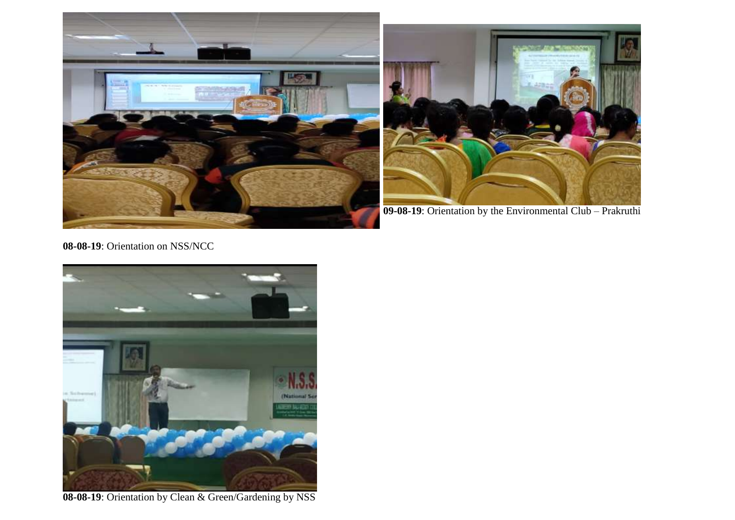**09-08-19**: Orientation by the Environmental Club – Prakruthi

**08-08-19**: Orientation on NSS/NCC

**08-08-19**: Orientation by Clean & Green/Gardening by NSS